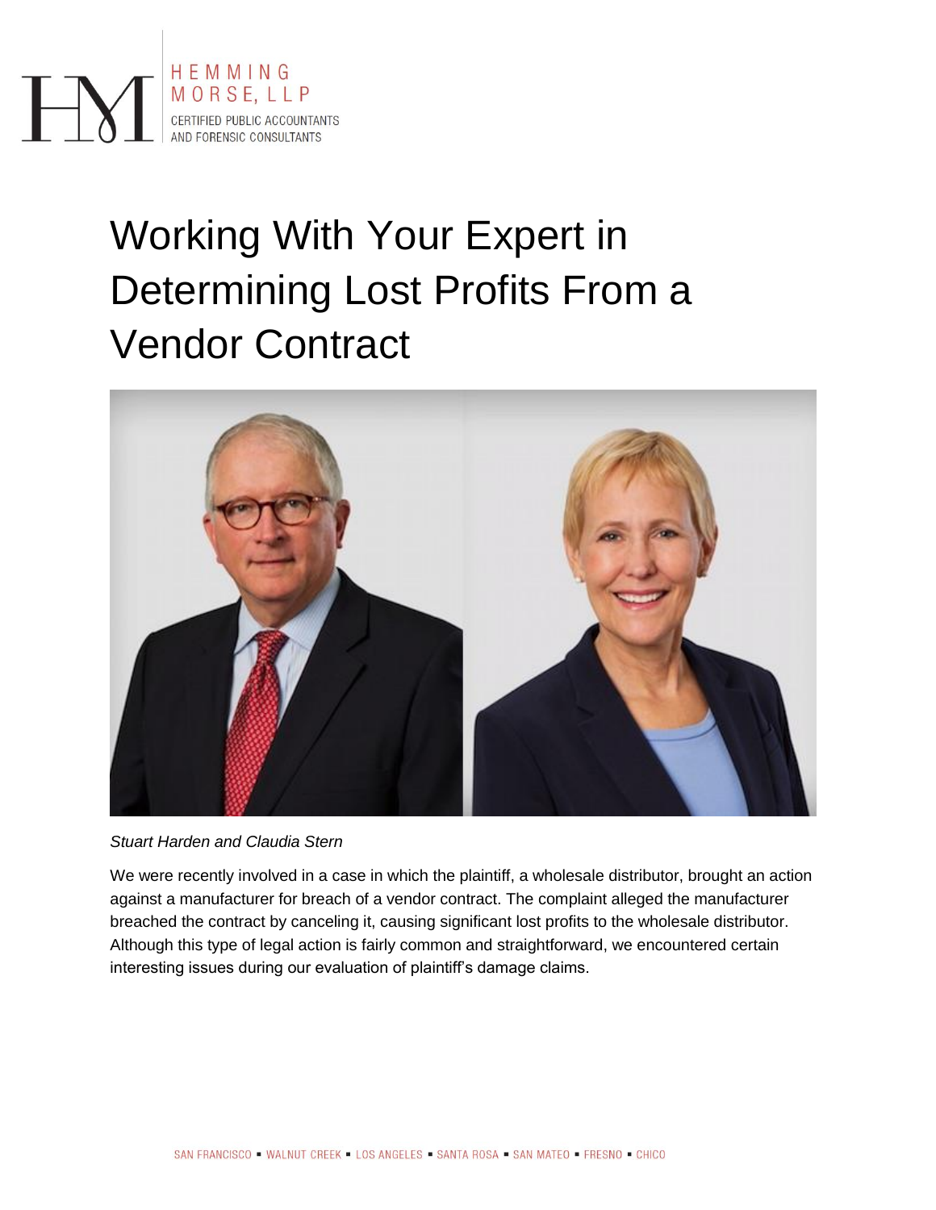# Working With Your Expert in Determining Lost Profits From a Vendor Contract

*Stuart Harden and Claudia Stern*

We were recently involved in a case in which the plaintiff, a wholesale distributor, brought an action against a manufacturer for breach of a vendor contract. The complaint alleged the manufacturer breached the contract by canceling it, causing significant lost profits to the wholesale distributor. Although this type of legal action is fairly common and straightforward, we encountered certain interesting issues during our evaluation of plaintiff's damage claims.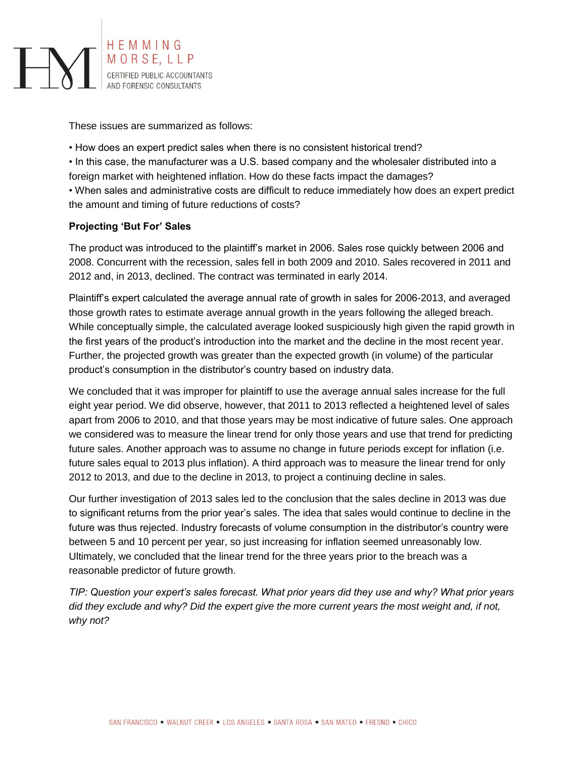These issues are summarized as follows:

- How does an expert predict sales when there is no consistent historical trend?
- In this case, the manufacturer was a U.S. based company and the wholesaler distributed into a foreign market with heightened inflation. How do these facts impact the damages?
- When sales and administrative costs are difficult to reduce immediately how does an expert predict the amount and timing of future reductions of costs?

**Projecting 'But For' Sales**

The product was introduced to the plaintiff's market in 2006. Sales rose quickly between 2006 and 2008. Concurrent with the recession, sales fell in both 2009 and 2010. Sales recovered in 2011 and 2012 and, in 2013, declined. The contract was terminated in early 2014.

Plaintiff's expert calculated the average annual rate of growth in sales for 2006-2013, and averaged those growth rates to estimate average annual growth in the years following the alleged breach. While conceptually simple, the calculated average looked suspiciously high given the rapid growth in the first years of the product's introduction into the market and the decline in the most recent year. Further, the projected growth was greater than the expected growth (in volume) of the particular product's consumption in the distributor's country based on industry data.

We concluded that it was improper for plaintiff to use the average annual sales increase for the full eight year period. We did observe, however, that 2011 to 2013 reflected a heightened level of sales apart from 2006 to 2010, and that those years may be most indicative of future sales. One approach we considered was to measure the linear trend for only those years and use that trend for predicting future sales. Another approach was to assume no change in future periods except for inflation (i.e. future sales equal to 2013 plus inflation). A third approach was to measure the linear trend for only 2012 to 2013, and due to the decline in 2013, to project a continuing decline in sales.

Our further investigation of 2013 sales led to the conclusion that the sales decline in 2013 was due to significant returns from the prior year's sales. The idea that sales would continue to decline in the future was thus rejected. Industry forecasts of volume consumption in the distributor's country were between 5 and 10 percent per year, so just increasing for inflation seemed unreasonably low. Ultimately, we concluded that the linear trend for the three years prior to the breach was a reasonable predictor of future growth.

*TIP: Question your expert's sales forecast. What prior years did they use and why? What prior years did they exclude and why? Did the expert give the more current years the most weight and, if not, why not?*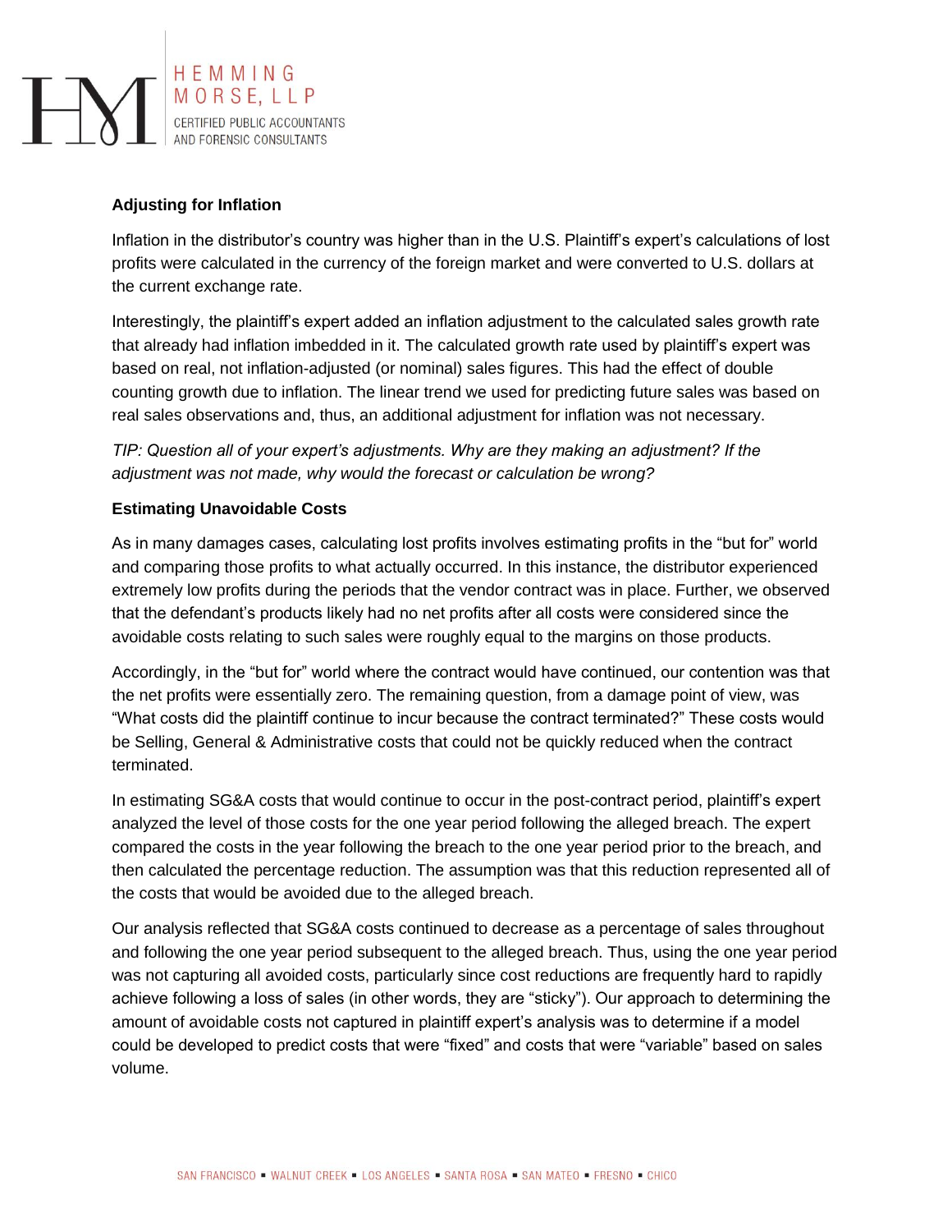**Adjusting for Inflation**

Inflation in the distributor's country was higher than in the U.S. Plaintiff's expert's calculations of lost profits were calculated in the currency of the foreign market and were converted to U.S. dollars at the current exchange rate.

Interestingly, the plaintiff's expert added an inflation adjustment to the calculated sales growth rate that already had inflation imbedded in it. The calculated growth rate used by plaintiff's expert was based on real, not inflation-adjusted (or nominal) sales figures. This had the effect of double counting growth due to inflation. The linear trend we used for predicting future sales was based on real sales observations and, thus, an additional adjustment for inflation was not necessary.

*TIP: Question all of your expert's adjustments. Why are they making an adjustment? If the adjustment was not made, why would the forecast or calculation be wrong?*

**Estimating Unavoidable Costs**

As in many damages cases, calculating lost profits involves estimating profits in the "but for" world and comparing those profits to what actually occurred. In this instance, the distributor experienced extremely low profits during the periods that the vendor contract was in place. Further, we observed that the defendant's products likely had no net profits after all costs were considered since the avoidable costs relating to such sales were roughly equal to the margins on those products.

Accordingly, in the "but for" world where the contract would have continued, our contention was that the net profits were essentially zero. The remaining question, from a damage point of view, was "What costs did the plaintiff continue to incur because the contract terminated?" These costs would be Selling, General & Administrative costs that could not be quickly reduced when the contract terminated.

In estimating SG&A costs that would continue to occur in the post-contract period, plaintiff's expert analyzed the level of those costs for the one year period following the alleged breach. The expert compared the costs in the year following the breach to the one year period prior to the breach, and then calculated the percentage reduction. The assumption was that this reduction represented all of the costs that would be avoided due to the alleged breach.

Our analysis reflected that SG&A costs continued to decrease as a percentage of sales throughout and following the one year period subsequent to the alleged breach. Thus, using the one year period was not capturing all avoided costs, particularly since cost reductions are frequently hard to rapidly achieve following a loss of sales (in other words, they are "sticky"). Our approach to determining the amount of avoidable costs not captured in plaintiff expert's analysis was to determine if a model could be developed to predict costs that were "fixed" and costs that were "variable" based on sales volume.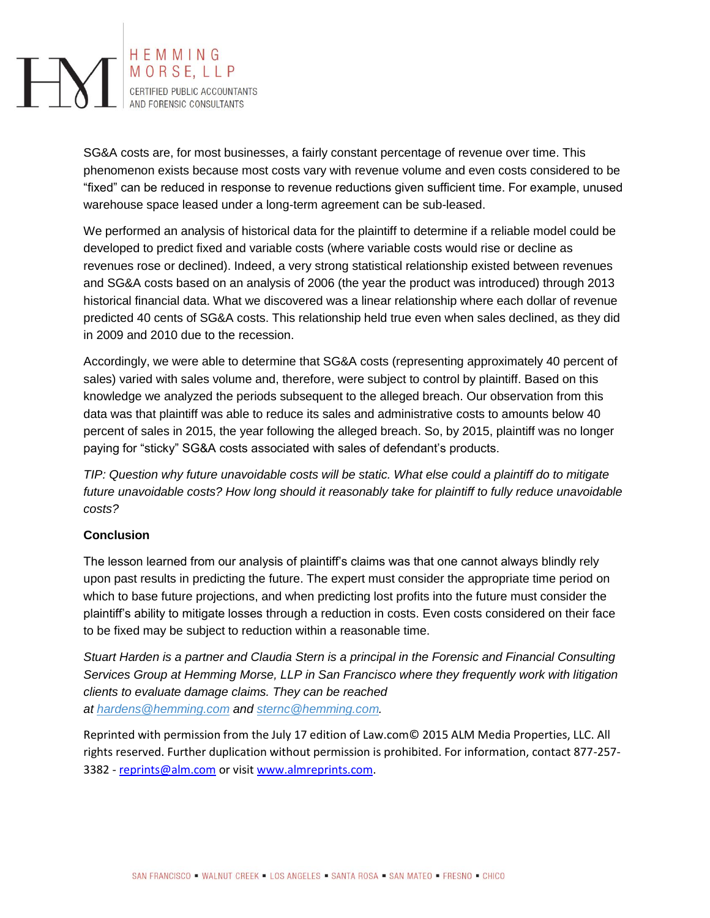SG&A costs are, for most businesses, a fairly constant percentage of revenue over time. This phenomenon exists because most costs vary with revenue volume and even costs considered to be "fixed" can be reduced in response to revenue reductions given sufficient time. For example, unused warehouse space leased under a long-term agreement can be sub-leased.

We performed an analysis of historical data for the plaintiff to determine if a reliable model could be developed to predict fixed and variable costs (where variable costs would rise or decline as revenues rose or declined). Indeed, a very strong statistical relationship existed between revenues and SG&A costs based on an analysis of 2006 (the year the product was introduced) through 2013 historical financial data. What we discovered was a linear relationship where each dollar of revenue predicted 40 cents of SG&A costs. This relationship held true even when sales declined, as they did in 2009 and 2010 due to the recession.

Accordingly, we were able to determine that SG&A costs (representing approximately 40 percent of sales) varied with sales volume and, therefore, were subject to control by plaintiff. Based on this knowledge we analyzed the periods subsequent to the alleged breach. Our observation from this data was that plaintiff was able to reduce its sales and administrative costs to amounts below 40 percent of sales in 2015, the year following the alleged breach. So, by 2015, plaintiff was no longer paying for "sticky" SG&A costs associated with sales of defendant's products.

*TIP: Question why future unavoidable costs will be static. What else could a plaintiff do to mitigate future unavoidable costs? How long should it reasonably take for plaintiff to fully reduce unavoidable costs?*

**Conclusion**

The lesson learned from our analysis of plaintiff's claims was that one cannot always blindly rely upon past results in predicting the future. The expert must consider the appropriate time period on which to base future projections, and when predicting lost profits into the future must consider the plaintiff's ability to mitigate losses through a reduction in costs. Even costs considered on their face to be fixed may be subject to reduction within a reasonable time.

*Stuart Harden is a partner and Claudia Stern is a principal in the Forensic and Financial Consulting Services Group at Hemming Morse, LLP in San Francisco where they frequently work with litigation clients to evaluate damage claims. They can be reached at hardens@hemming.com and sternc@hemming.com.*

Reprinted with permission from the July 17 edition of Law.com© 2015 ALM Media Properties, LLC. All rights reserved. Further duplication without permission is prohibited. For information, contact 877-257-3382 - reprints@alm.com or visit www.almreprints.com.